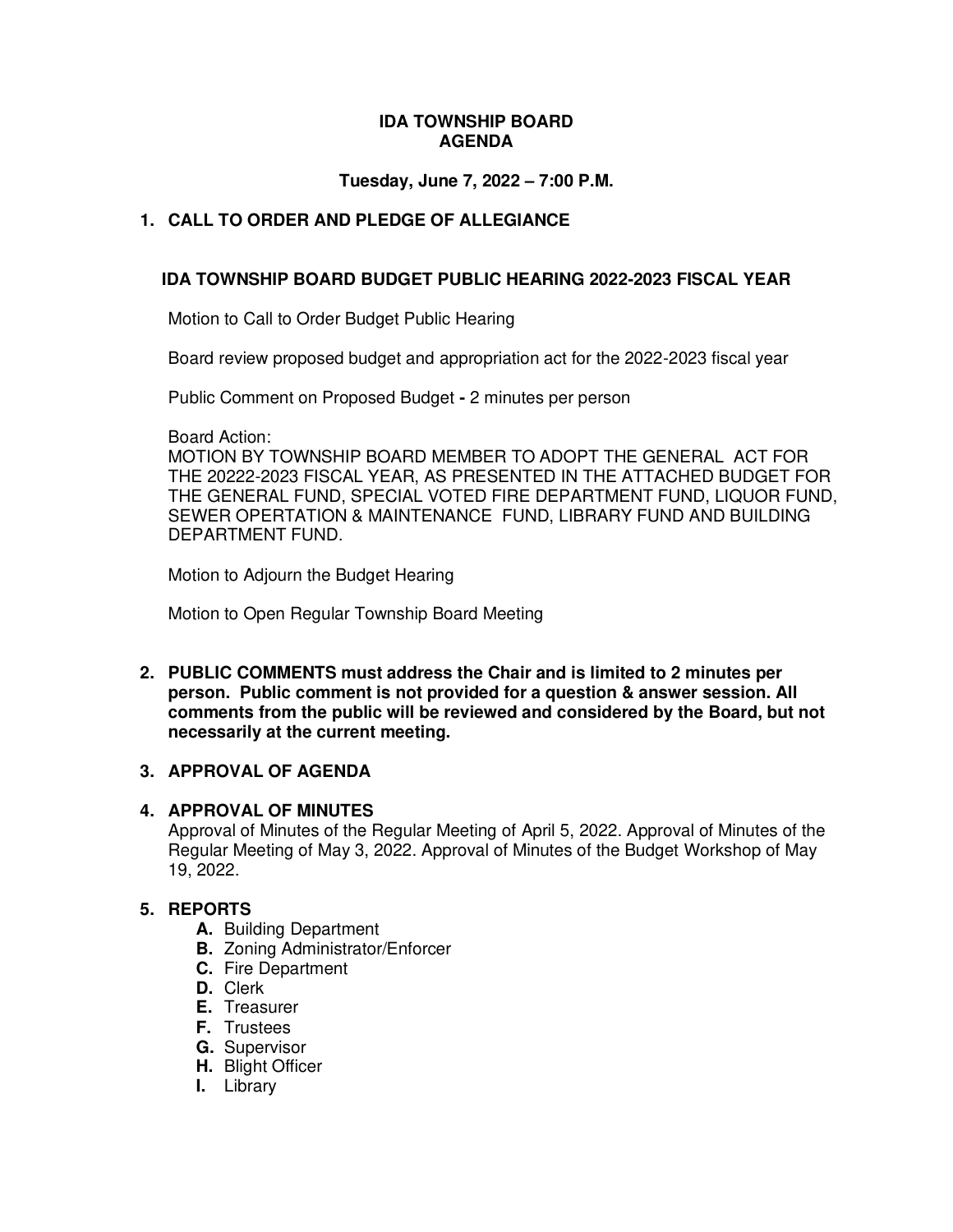# IDA TOWNSHIP BOARD
# AGENDA

**Tuesday, June 7, 2022 – 7:00 P.M.**

**1. CALL TO ORDER AND PLEDGE OF ALLEGIANCE**

**IDA TOWNSHIP BOARD BUDGET PUBLIC HEARING 2022-2023 FISCAL YEAR**

Motion to Call to Order Budget Public Hearing

Board review proposed budget and appropriation act for the 2022-2023 fiscal year

Public Comment on Proposed Budget **-** 2 minutes per person

Board Action:
MOTION BY TOWNSHIP BOARD MEMBER TO ADOPT THE GENERAL ACT FOR THE 20222-2023 FISCAL YEAR, AS PRESENTED IN THE ATTACHED BUDGET FOR THE GENERAL FUND, SPECIAL VOTED FIRE DEPARTMENT FUND, LIQUOR FUND, SEWER OPERTATION & MAINTENANCE FUND, LIBRARY FUND AND BUILDING DEPARTMENT FUND.

Motion to Adjourn the Budget Hearing

Motion to Open Regular Township Board Meeting

**2. PUBLIC COMMENTS must address the Chair and is limited to 2 minutes per person. Public comment is not provided for a question & answer session. All comments from the public will be reviewed and considered by the Board, but not necessarily at the current meeting.**

**3. APPROVAL OF AGENDA**

**4. APPROVAL OF MINUTES**

Approval of Minutes of the Regular Meeting of April 5, 2022. Approval of Minutes of the Regular Meeting of May 3, 2022. Approval of Minutes of the Budget Workshop of May 19, 2022.

**5. REPORTS**

- **A.** Building Department
- **B.** Zoning Administrator/Enforcer
- **C.** Fire Department
- **D.** Clerk
- **E.** Treasurer
- **F.** Trustees
- **G.** Supervisor
- **H.** Blight Officer
- **I.** Library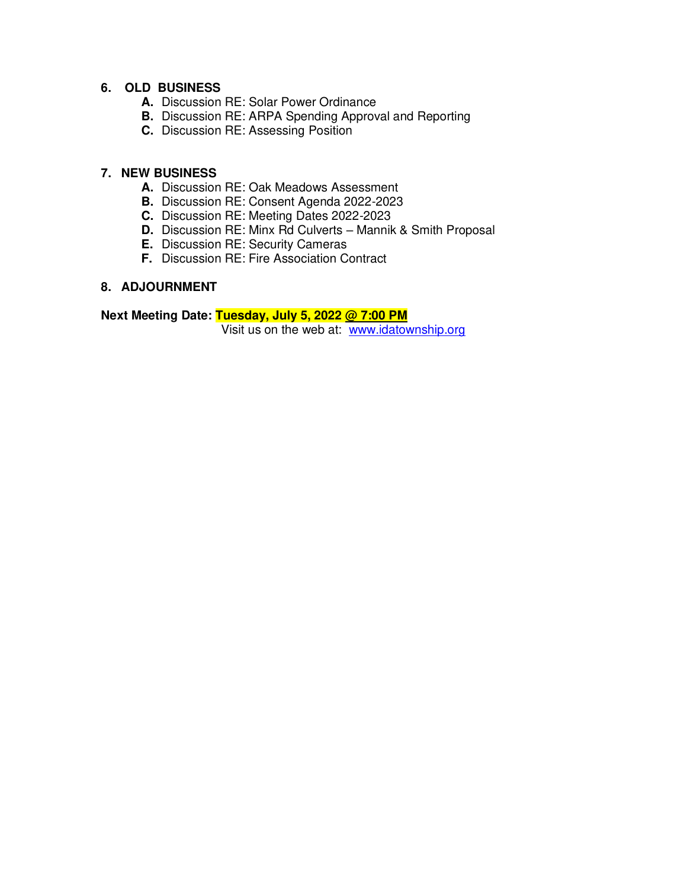## 6. OLD BUSINESS

- **A.** Discussion RE: Solar Power Ordinance
- **B.** Discussion RE: ARPA Spending Approval and Reporting
- **C.** Discussion RE: Assessing Position

## 7. NEW BUSINESS

- **A.** Discussion RE: Oak Meadows Assessment
- **B.** Discussion RE: Consent Agenda 2022-2023
- **C.** Discussion RE: Meeting Dates 2022-2023
- **D.** Discussion RE: Minx Rd Culverts – Mannik & Smith Proposal
- **E.** Discussion RE: Security Cameras
- **F.** Discussion RE: Fire Association Contract

## 8. ADJOURNMENT

**Next Meeting Date: Tuesday, July 5, 2022 @ 7:00 PM**

Visit us on the web at: www.idatownship.org